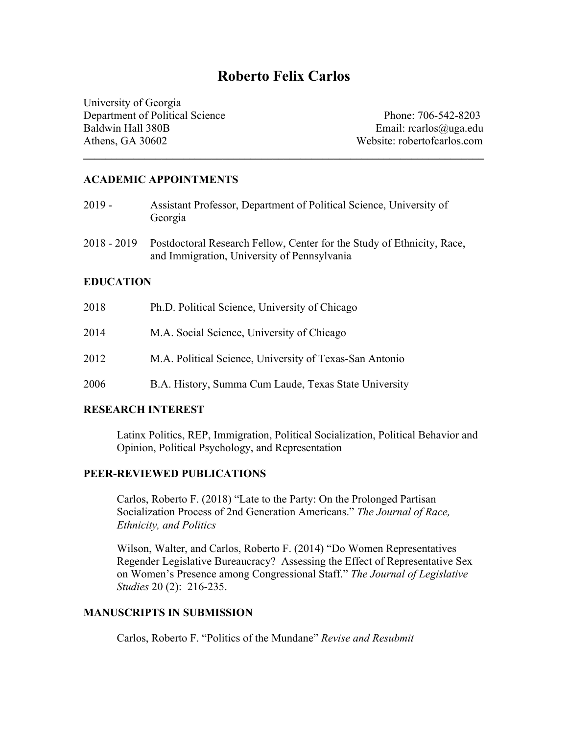# Roberto Felix Carlos

University of Georgia
Department of Political Science
Baldwin Hall 380B
Athens, GA 30602

Phone: 706-542-8203
Email: rcarlos@uga.edu
Website: robertofcarlos.com

---

## ACADEMIC APPOINTMENTS

2019 - Assistant Professor, Department of Political Science, University of Georgia

2018 - 2019 Postdoctoral Research Fellow, Center for the Study of Ethnicity, Race, and Immigration, University of Pennsylvania

## EDUCATION

2018 Ph.D. Political Science, University of Chicago

2014 M.A. Social Science, University of Chicago

2012 M.A. Political Science, University of Texas-San Antonio

2006 B.A. History, Summa Cum Laude, Texas State University

## RESEARCH INTEREST

Latinx Politics, REP, Immigration, Political Socialization, Political Behavior and Opinion, Political Psychology, and Representation

## PEER-REVIEWED PUBLICATIONS

Carlos, Roberto F. (2018) "Late to the Party: On the Prolonged Partisan Socialization Process of 2nd Generation Americans." *The Journal of Race, Ethnicity, and Politics*

Wilson, Walter, and Carlos, Roberto F. (2014) "Do Women Representatives Regender Legislative Bureaucracy? Assessing the Effect of Representative Sex on Women's Presence among Congressional Staff." *The Journal of Legislative Studies* 20 (2): 216-235.

## MANUSCRIPTS IN SUBMISSION

Carlos, Roberto F. "Politics of the Mundane" *Revise and Resubmit*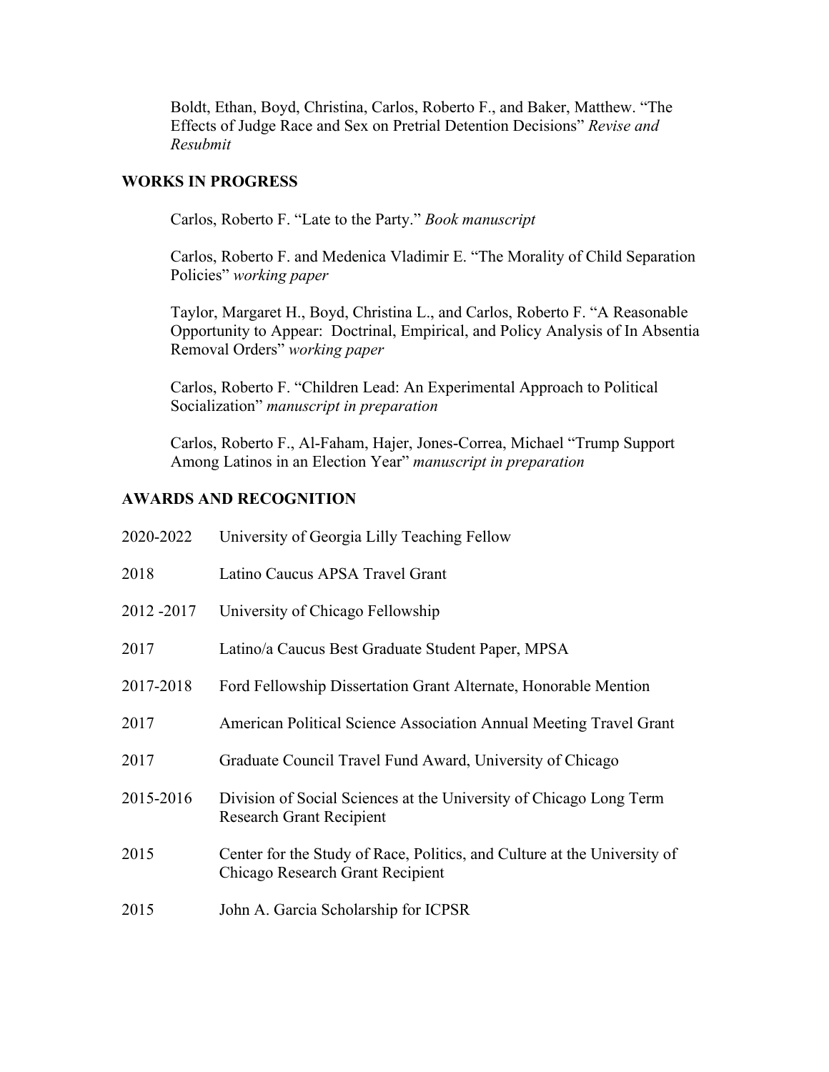Boldt, Ethan, Boyd, Christina, Carlos, Roberto F., and Baker, Matthew. "The Effects of Judge Race and Sex on Pretrial Detention Decisions" *Revise and Resubmit*

## WORKS IN PROGRESS

Carlos, Roberto F. "Late to the Party." *Book manuscript*

Carlos, Roberto F. and Medenica Vladimir E. "The Morality of Child Separation Policies" *working paper*

Taylor, Margaret H., Boyd, Christina L., and Carlos, Roberto F. "A Reasonable Opportunity to Appear: Doctrinal, Empirical, and Policy Analysis of In Absentia Removal Orders" *working paper*

Carlos, Roberto F. "Children Lead: An Experimental Approach to Political Socialization" *manuscript in preparation*

Carlos, Roberto F., Al-Faham, Hajer, Jones-Correa, Michael "Trump Support Among Latinos in an Election Year" *manuscript in preparation*

## AWARDS AND RECOGNITION

| | |
|---|---|
| 2020-2022 | University of Georgia Lilly Teaching Fellow |
| 2018 | Latino Caucus APSA Travel Grant |
| 2012 -2017 | University of Chicago Fellowship |
| 2017 | Latino/a Caucus Best Graduate Student Paper, MPSA |
| 2017-2018 | Ford Fellowship Dissertation Grant Alternate, Honorable Mention |
| 2017 | American Political Science Association Annual Meeting Travel Grant |
| 2017 | Graduate Council Travel Fund Award, University of Chicago |
| 2015-2016 | Division of Social Sciences at the University of Chicago Long Term Research Grant Recipient |
| 2015 | Center for the Study of Race, Politics, and Culture at the University of Chicago Research Grant Recipient |
| 2015 | John A. Garcia Scholarship for ICPSR |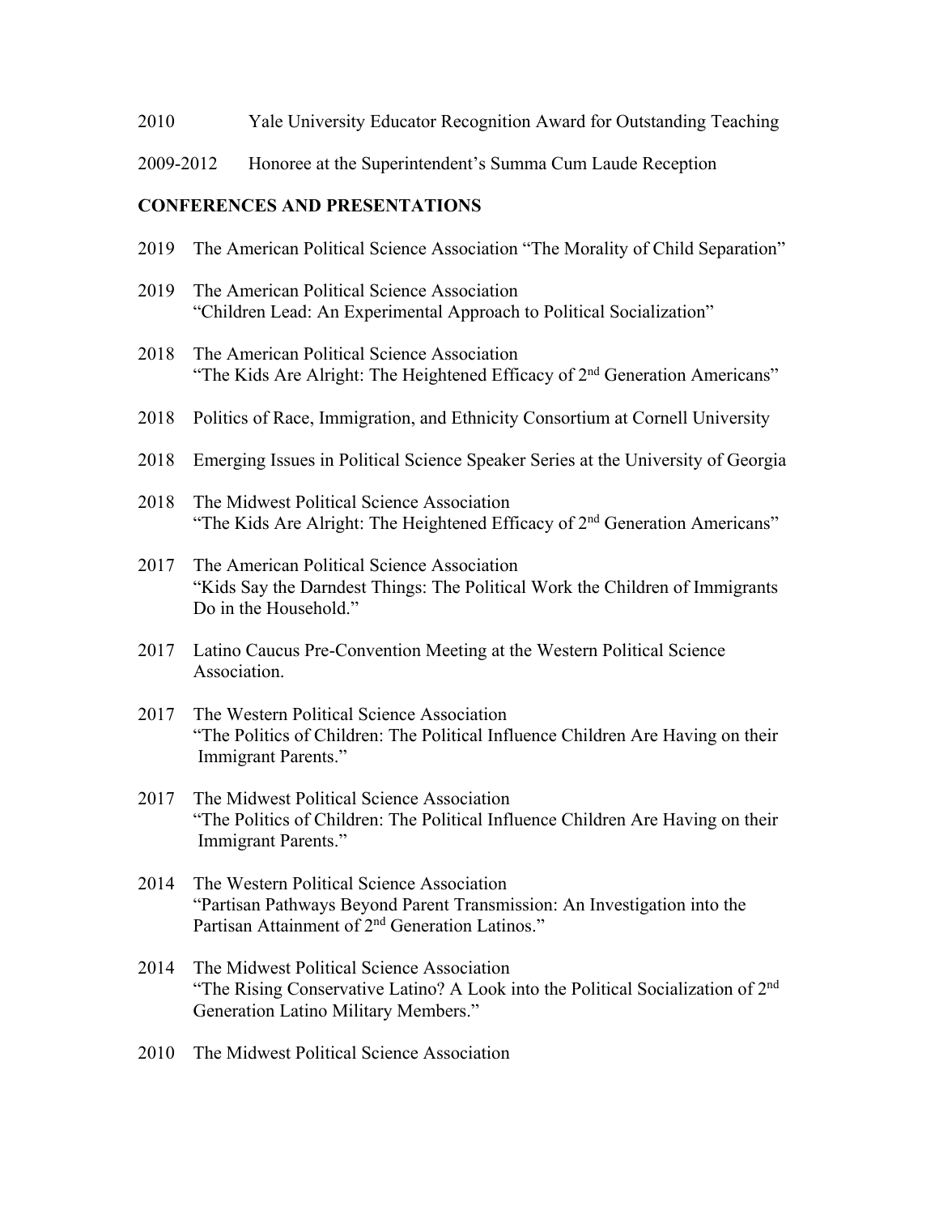2010 Yale University Educator Recognition Award for Outstanding Teaching

2009-2012 Honoree at the Superintendent's Summa Cum Laude Reception

**CONFERENCES AND PRESENTATIONS**

2019 The American Political Science Association "The Morality of Child Separation"

2019 The American Political Science Association
"Children Lead: An Experimental Approach to Political Socialization"

2018 The American Political Science Association
"The Kids Are Alright: The Heightened Efficacy of 2nd Generation Americans"

2018 Politics of Race, Immigration, and Ethnicity Consortium at Cornell University

2018 Emerging Issues in Political Science Speaker Series at the University of Georgia

2018 The Midwest Political Science Association
"The Kids Are Alright: The Heightened Efficacy of 2nd Generation Americans"

2017 The American Political Science Association
"Kids Say the Darndest Things: The Political Work the Children of Immigrants Do in the Household."

2017 Latino Caucus Pre-Convention Meeting at the Western Political Science Association.

2017 The Western Political Science Association
"The Politics of Children: The Political Influence Children Are Having on their Immigrant Parents."

2017 The Midwest Political Science Association
"The Politics of Children: The Political Influence Children Are Having on their Immigrant Parents."

2014 The Western Political Science Association
"Partisan Pathways Beyond Parent Transmission: An Investigation into the Partisan Attainment of 2nd Generation Latinos."

2014 The Midwest Political Science Association
"The Rising Conservative Latino? A Look into the Political Socialization of 2nd Generation Latino Military Members."

2010 The Midwest Political Science Association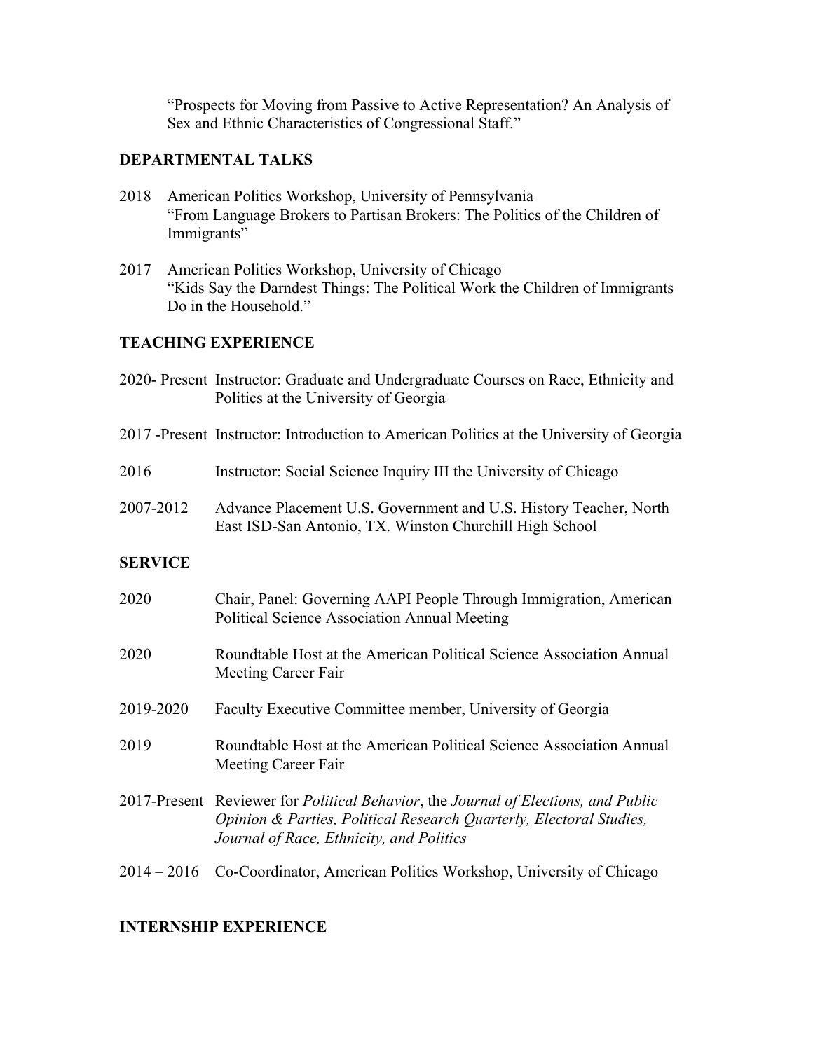"Prospects for Moving from Passive to Active Representation? An Analysis of Sex and Ethnic Characteristics of Congressional Staff."

## DEPARTMENTAL TALKS

2018 American Politics Workshop, University of Pennsylvania
"From Language Brokers to Partisan Brokers: The Politics of the Children of Immigrants"

2017 American Politics Workshop, University of Chicago
"Kids Say the Darndest Things: The Political Work the Children of Immigrants Do in the Household."

## TEACHING EXPERIENCE

2020- Present Instructor: Graduate and Undergraduate Courses on Race, Ethnicity and Politics at the University of Georgia

2017 -Present Instructor: Introduction to American Politics at the University of Georgia

2016 Instructor: Social Science Inquiry III the University of Chicago

2007-2012 Advance Placement U.S. Government and U.S. History Teacher, North East ISD-San Antonio, TX. Winston Churchill High School

## SERVICE

2020 Chair, Panel: Governing AAPI People Through Immigration, American Political Science Association Annual Meeting

2020 Roundtable Host at the American Political Science Association Annual Meeting Career Fair

2019-2020 Faculty Executive Committee member, University of Georgia

2019 Roundtable Host at the American Political Science Association Annual Meeting Career Fair

2017-Present Reviewer for *Political Behavior*, the *Journal of Elections, and Public Opinion & Parties, Political Research Quarterly, Electoral Studies, Journal of Race, Ethnicity, and Politics*

2014 – 2016 Co-Coordinator, American Politics Workshop, University of Chicago

## INTERNSHIP EXPERIENCE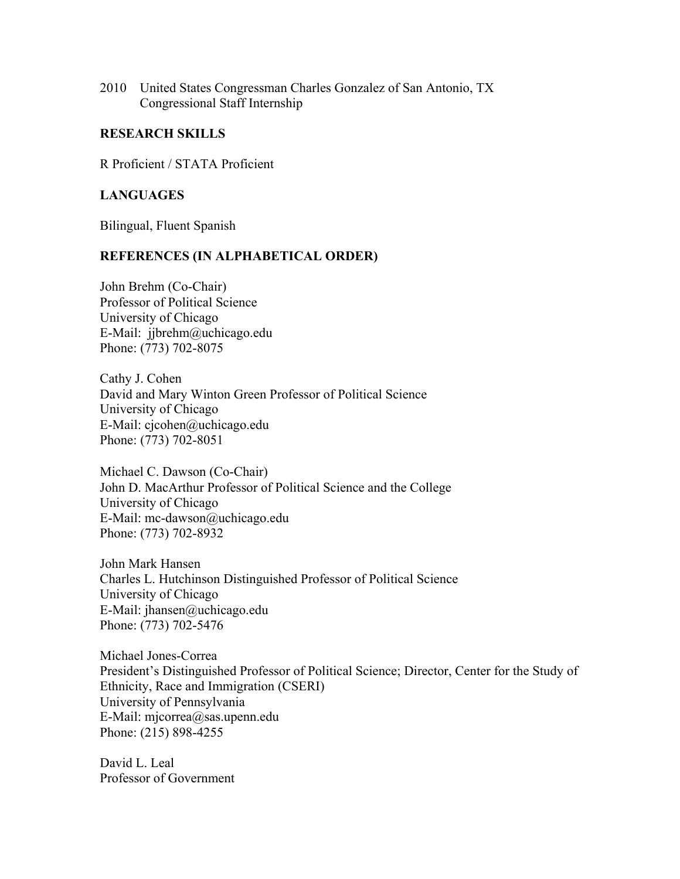2010 United States Congressman Charles Gonzalez of San Antonio, TX
Congressional Staff Internship

**RESEARCH SKILLS**

R Proficient / STATA Proficient

**LANGUAGES**

Bilingual, Fluent Spanish

**REFERENCES (IN ALPHABETICAL ORDER)**

John Brehm (Co-Chair)
Professor of Political Science
University of Chicago
E-Mail: jjbrehm@uchicago.edu
Phone: (773) 702-8075

Cathy J. Cohen
David and Mary Winton Green Professor of Political Science
University of Chicago
E-Mail: cjcohen@uchicago.edu
Phone: (773) 702-8051

Michael C. Dawson (Co-Chair)
John D. MacArthur Professor of Political Science and the College
University of Chicago
E-Mail: mc-dawson@uchicago.edu
Phone: (773) 702-8932

John Mark Hansen
Charles L. Hutchinson Distinguished Professor of Political Science
University of Chicago
E-Mail: jhansen@uchicago.edu
Phone: (773) 702-5476

Michael Jones-Correa
President's Distinguished Professor of Political Science; Director, Center for the Study of Ethnicity, Race and Immigration (CSERI)
University of Pennsylvania
E-Mail: mjcorrea@sas.upenn.edu
Phone: (215) 898-4255

David L. Leal
Professor of Government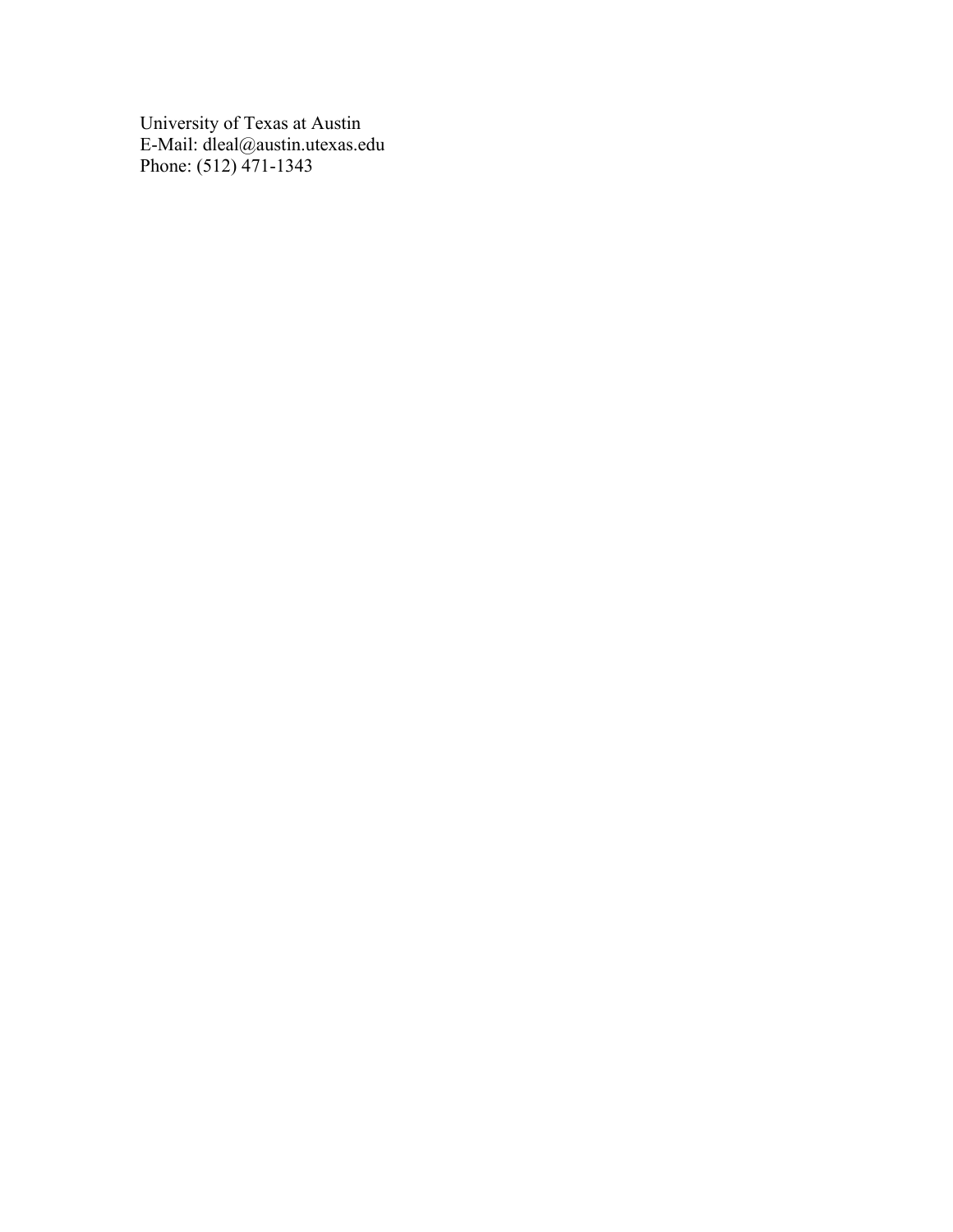University of Texas at Austin
E-Mail: dleal@austin.utexas.edu
Phone: (512) 471-1343